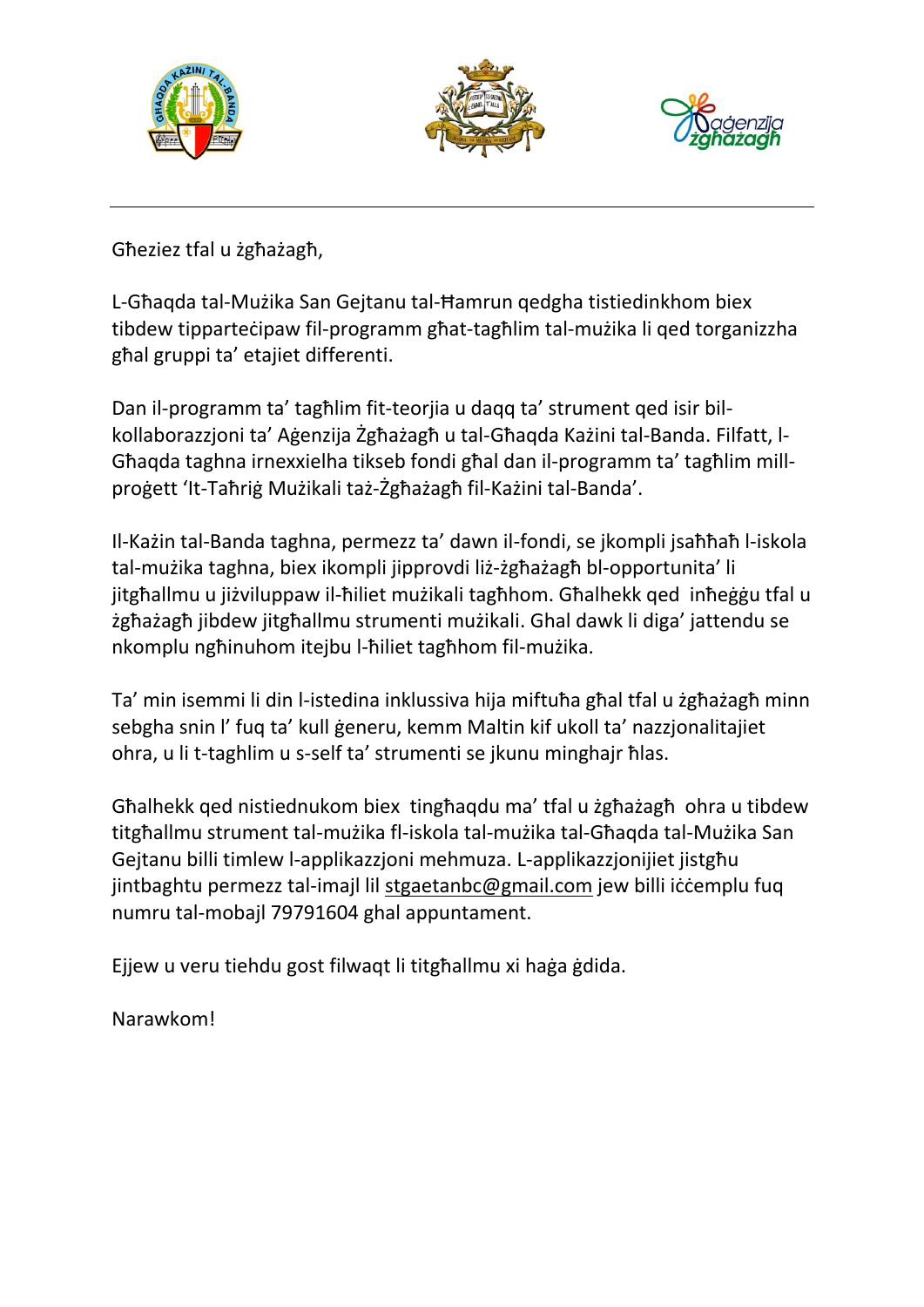Għeziez tfal u żgħażagħ,

L-Għaqda tal-Mużika San Gejtanu tal-Ħamrun qedgha tistiedinkhom biex tibdew tipparteċipaw fil-programm għat-tagħlim tal-mużika li qed torganizzha għal gruppi ta' etajiet differenti.

Dan il-programm ta' tagħlim fit-teorjia u daqq ta' strument qed isir bil-kollaborazzjoni ta' Aġenzija Żgħażagħ u tal-Għaqda Każini tal-Banda. Filfatt, l-Għaqda taghna irnexxielha tikseb fondi għal dan il-programm ta' tagħlim mill-proġett 'It-Taħriġ Mużikali taż-Żgħażagħ fil-Każini tal-Banda'.

Il-Każin tal-Banda taghna, permezz ta' dawn il-fondi, se jkompli jsaħħaħ l-iskola tal-mużika taghna, biex ikompli jipprovdi liż-żgħażagħ bl-opportunita' li jitgħallmu u jiżviluppaw il-ħiliet mużikali tagħhom. Għalhekk qed inħeġġu tfal u żgħażagħ jibdew jitgħallmu strumenti mużikali. Ghal dawk li diga' jattendu se nkomplu ngħinuhom itejbu l-ħiliet tagħhom fil-mużika.

Ta' min isemmi li din l-istedina inklussiva hija miftuħa għal tfal u żgħażagħ minn sebgha snin l' fuq ta' kull ġeneru, kemm Maltin kif ukoll ta' nazzjonalitajiet ohra, u li t-taghlim u s-self ta' strumenti se jkunu minghajr ħlas.

Għalhekk qed nistiednukom biex tingħaqdu ma' tfal u żgħażagħ ohra u tibdew titgħallmu strument tal-mużika fl-iskola tal-mużika tal-Għaqda tal-Mużika San Gejtanu billi timlew l-applikazzjoni mehmuza. L-applikazzjonijiet jistgħu jintbaghtu permezz tal-imajl lil stgaetanbc@gmail.com jew billi iċċemplu fuq numru tal-mobajl 79791604 ghal appuntament.

Ejjew u veru tiehdu gost filwaqt li titgħallmu xi haġa ġdida.

Narawkom!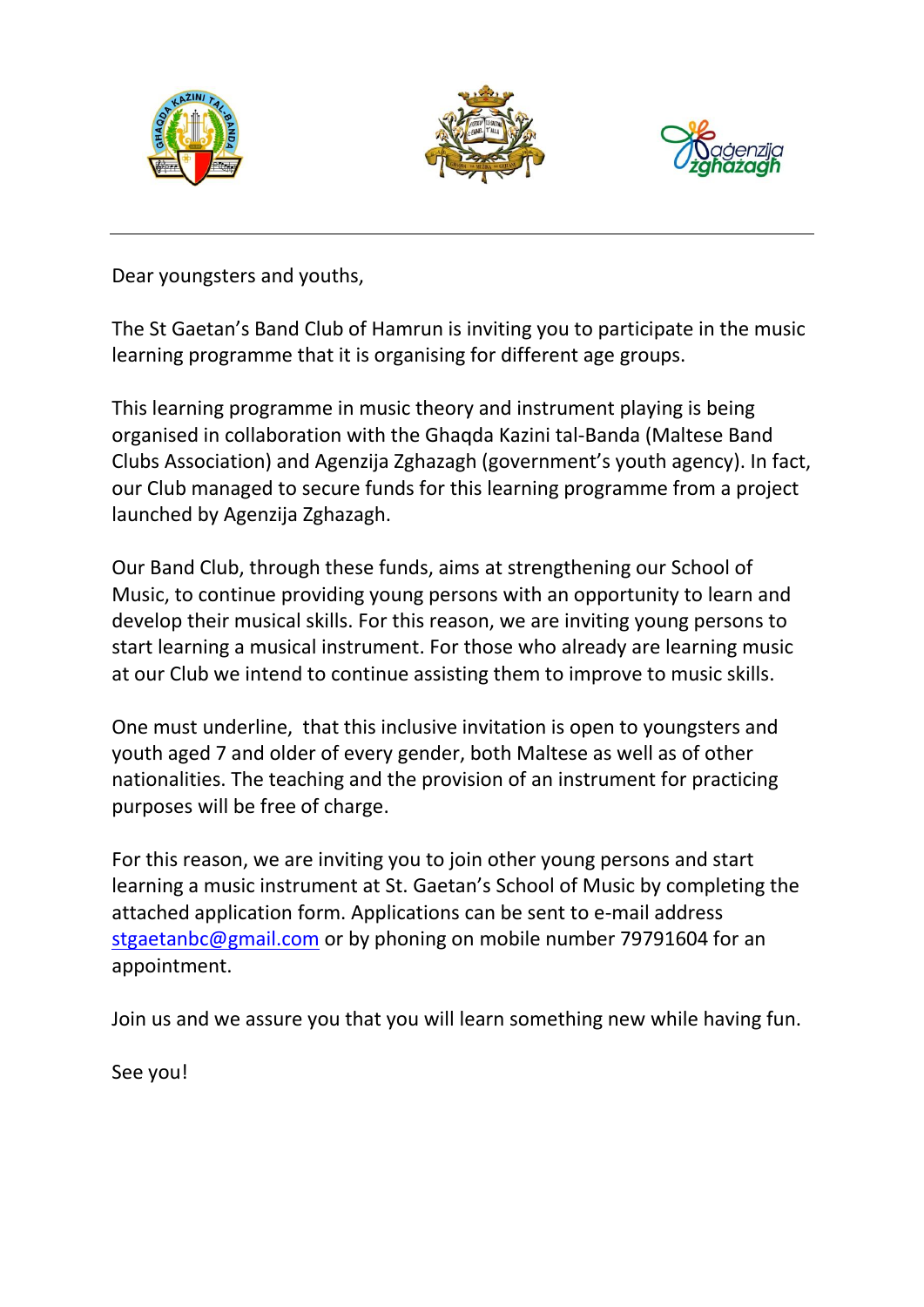Dear youngsters and youths,

The St Gaetan's Band Club of Hamrun is inviting you to participate in the music learning programme that it is organising for different age groups.

This learning programme in music theory and instrument playing is being organised in collaboration with the Ghaqda Kazini tal-Banda (Maltese Band Clubs Association) and Agenzija Zghazagh (government's youth agency). In fact, our Club managed to secure funds for this learning programme from a project launched by Agenzija Zghazagh.

Our Band Club, through these funds, aims at strengthening our School of Music, to continue providing young persons with an opportunity to learn and develop their musical skills. For this reason, we are inviting young persons to start learning a musical instrument. For those who already are learning music at our Club we intend to continue assisting them to improve to music skills.

One must underline, that this inclusive invitation is open to youngsters and youth aged 7 and older of every gender, both Maltese as well as of other nationalities. The teaching and the provision of an instrument for practicing purposes will be free of charge.

For this reason, we are inviting you to join other young persons and start learning a music instrument at St. Gaetan's School of Music by completing the attached application form. Applications can be sent to e-mail address stgaetanbc@gmail.com or by phoning on mobile number 79791604 for an appointment.

Join us and we assure you that you will learn something new while having fun.

See you!